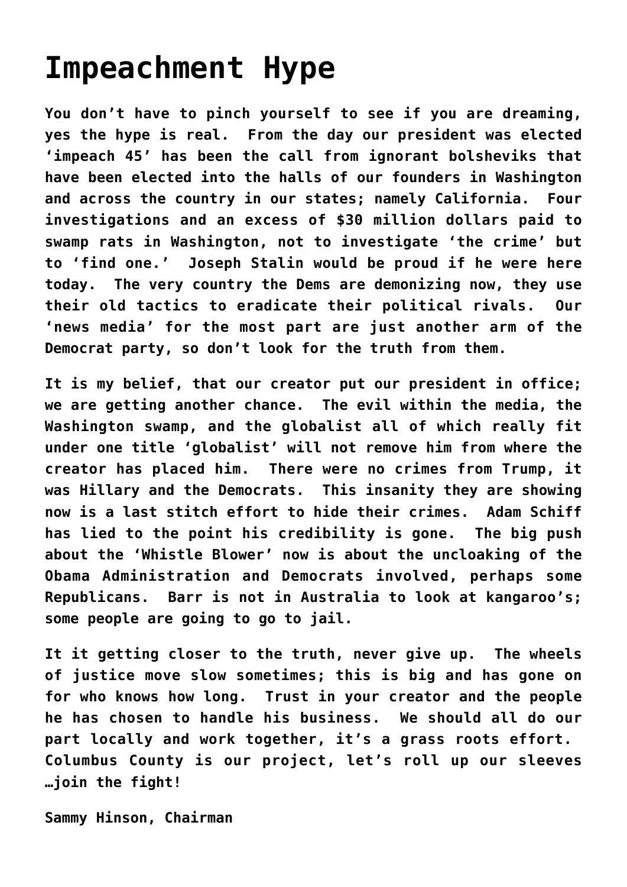# Impeachment Hype

**You don't have to pinch yourself to see if you are dreaming, yes the hype is real. From the day our president was elected 'impeach 45' has been the call from ignorant bolsheviks that have been elected into the halls of our founders in Washington and across the country in our states; namely California. Four investigations and an excess of $30 million dollars paid to swamp rats in Washington, not to investigate 'the crime' but to 'find one.' Joseph Stalin would be proud if he were here today. The very country the Dems are demonizing now, they use their old tactics to eradicate their political rivals. Our 'news media' for the most part are just another arm of the Democrat party, so don't look for the truth from them.**

**It is my belief, that our creator put our president in office; we are getting another chance. The evil within the media, the Washington swamp, and the globalist all of which really fit under one title 'globalist' will not remove him from where the creator has placed him. There were no crimes from Trump, it was Hillary and the Democrats. This insanity they are showing now is a last stitch effort to hide their crimes. Adam Schiff has lied to the point his credibility is gone. The big push about the 'Whistle Blower' now is about the uncloaking of the Obama Administration and Democrats involved, perhaps some Republicans. Barr is not in Australia to look at kangaroo's; some people are going to go to jail.**

**It it getting closer to the truth, never give up. The wheels of justice move slow sometimes; this is big and has gone on for who knows how long. Trust in your creator and the people he has chosen to handle his business. We should all do our part locally and work together, it's a grass roots effort. Columbus County is our project, let's roll up our sleeves …join the fight!**

**Sammy Hinson, Chairman**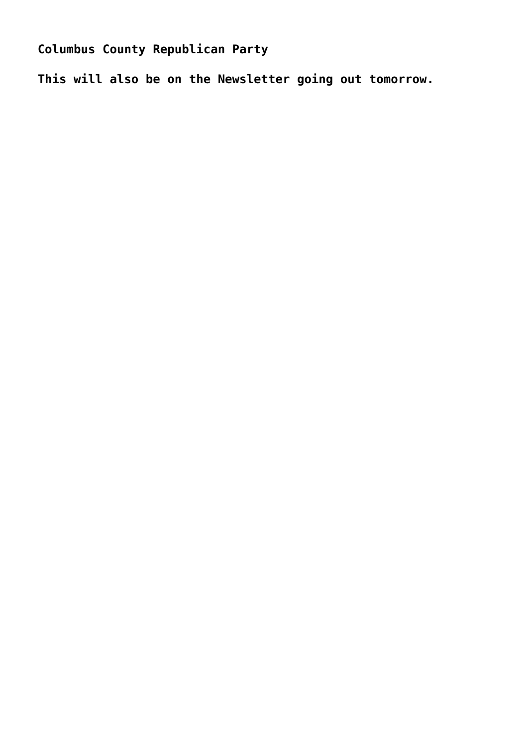**Columbus County Republican Party**

**This will also be on the Newsletter going out tomorrow.**